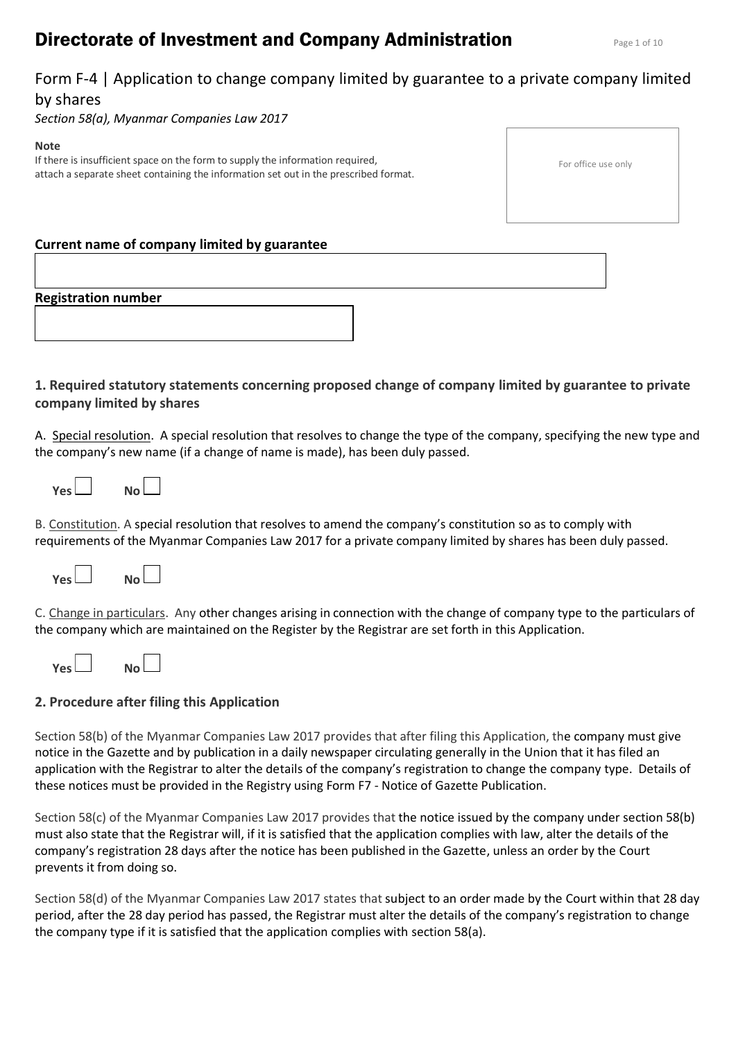# Directorate of Investment and Company Administration

## Form F-4 | Application to change company limited by guarantee to a private company limited by shares

*Section 58(a), Myanmar Companies Law 2017*

**Note**

If there is insufficient space on the form to supply the information required, attach a separate sheet containing the information set out in the prescribed format.

For office use only

**Current name of company limited by guarantee**

**Registration number**

### 1. Required statutory statements concerning proposed change of company limited by guarantee to private company limited by shares

A. Special resolution. A special resolution that resolves to change the type of the company, specifying the new type and the company's new name (if a change of name is made), has been duly passed.

**Yes** ☐ **No** ☐

B. Constitution. A special resolution that resolves to amend the company's constitution so as to comply with requirements of the Myanmar Companies Law 2017 for a private company limited by shares has been duly passed.

**Yes** ☐ **No** ☐

C. Change in particulars. Any other changes arising in connection with the change of company type to the particulars of the company which are maintained on the Register by the Registrar are set forth in this Application.

**Yes** ☐ **No** ☐

### 2. Procedure after filing this Application

Section 58(b) of the Myanmar Companies Law 2017 provides that after filing this Application, the company must give notice in the Gazette and by publication in a daily newspaper circulating generally in the Union that it has filed an application with the Registrar to alter the details of the company's registration to change the company type. Details of these notices must be provided in the Registry using Form F7 - Notice of Gazette Publication.

Section 58(c) of the Myanmar Companies Law 2017 provides that the notice issued by the company under section 58(b) must also state that the Registrar will, if it is satisfied that the application complies with law, alter the details of the company's registration 28 days after the notice has been published in the Gazette, unless an order by the Court prevents it from doing so.

Section 58(d) of the Myanmar Companies Law 2017 states that subject to an order made by the Court within that 28 day period, after the 28 day period has passed, the Registrar must alter the details of the company's registration to change the company type if it is satisfied that the application complies with section 58(a).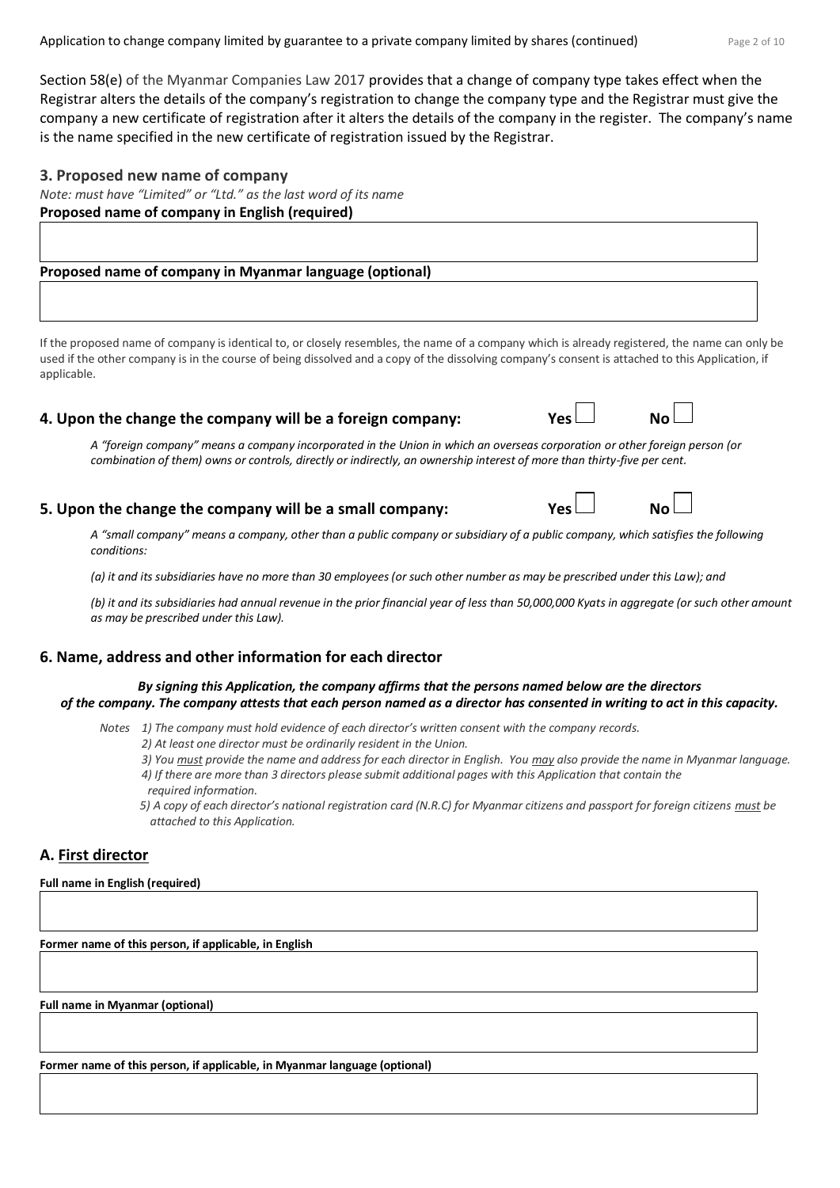Section 58(e) of the Myanmar Companies Law 2017 provides that a change of company type takes effect when the Registrar alters the details of the company's registration to change the company type and the Registrar must give the company a new certificate of registration after it alters the details of the company in the register. The company's name is the name specified in the new certificate of registration issued by the Registrar.

## 3. Proposed new name of company

*Note: must have "Limited" or "Ltd." as the last word of its name*

**Proposed name of company in English (required)**

**Proposed name of company in Myanmar language (optional)**

If the proposed name of company is identical to, or closely resembles, the name of a company which is already registered, the name can only be used if the other company is in the course of being dissolved and a copy of the dissolving company's consent is attached to this Application, if applicable.

## 4. Upon the change the company will be a foreign company: Yes ☐ No ☐

*A "foreign company" means a company incorporated in the Union in which an overseas corporation or other foreign person (or combination of them) owns or controls, directly or indirectly, an ownership interest of more than thirty-five per cent.*

## 5. Upon the change the company will be a small company: Yes ☐ No ☐

*A "small company" means a company, other than a public company or subsidiary of a public company, which satisfies the following conditions:*

*(a) it and its subsidiaries have no more than 30 employees (or such other number as may be prescribed under this Law); and*

*(b) it and its subsidiaries had annual revenue in the prior financial year of less than 50,000,000 Kyats in aggregate (or such other amount as may be prescribed under this Law).*

## 6. Name, address and other information for each director

***By signing this Application, the company affirms that the persons named below are the directors of the company. The company attests that each person named as a director has consented in writing to act in this capacity.***

*Notes 1) The company must hold evidence of each director's written consent with the company records.*
*2) At least one director must be ordinarily resident in the Union.*
*3) You must provide the name and address for each director in English. You may also provide the name in Myanmar language.*
*4) If there are more than 3 directors please submit additional pages with this Application that contain the required information.*
*5) A copy of each director's national registration card (N.R.C) for Myanmar citizens and passport for foreign citizens must be attached to this Application.*

## A. First director

**Full name in English (required)**

**Former name of this person, if applicable, in English**

**Full name in Myanmar (optional)**

**Former name of this person, if applicable, in Myanmar language (optional)**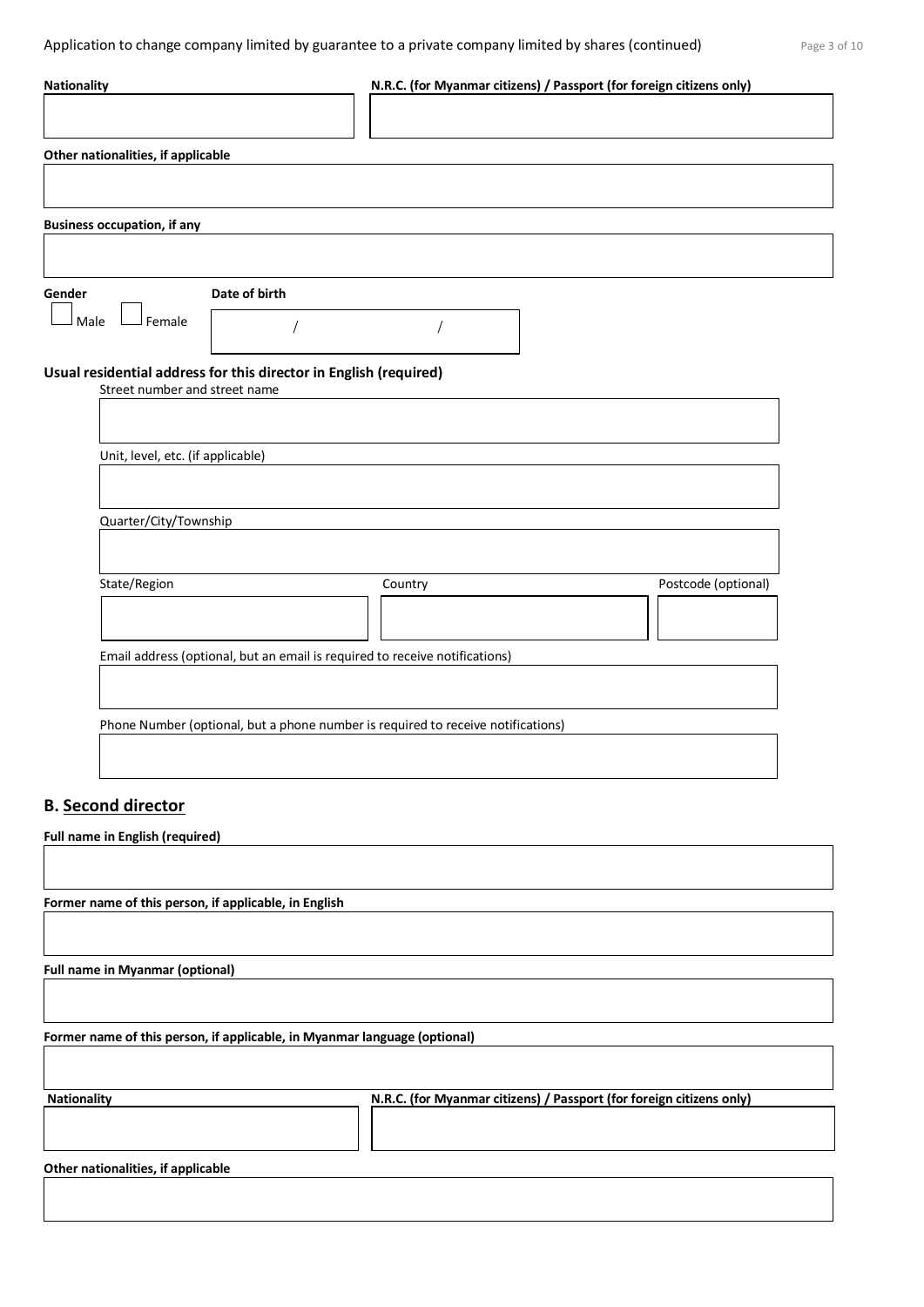**Nationality**

**N.R.C. (for Myanmar citizens) / Passport (for foreign citizens only)**

**Other nationalities, if applicable**

**Business occupation, if any**

**Gender**

☐ Male ☐ Female

**Date of birth**

/ /

**Usual residential address for this director in English (required)**

Street number and street name

Unit, level, etc. (if applicable)

Quarter/City/Township

State/Region

Country

Postcode (optional)

Email address (optional, but an email is required to receive notifications)

Phone Number (optional, but a phone number is required to receive notifications)

## B. Second director

**Full name in English (required)**

**Former name of this person, if applicable, in English**

**Full name in Myanmar (optional)**

**Former name of this person, if applicable, in Myanmar language (optional)**

**Nationality**

**N.R.C. (for Myanmar citizens) / Passport (for foreign citizens only)**

**Other nationalities, if applicable**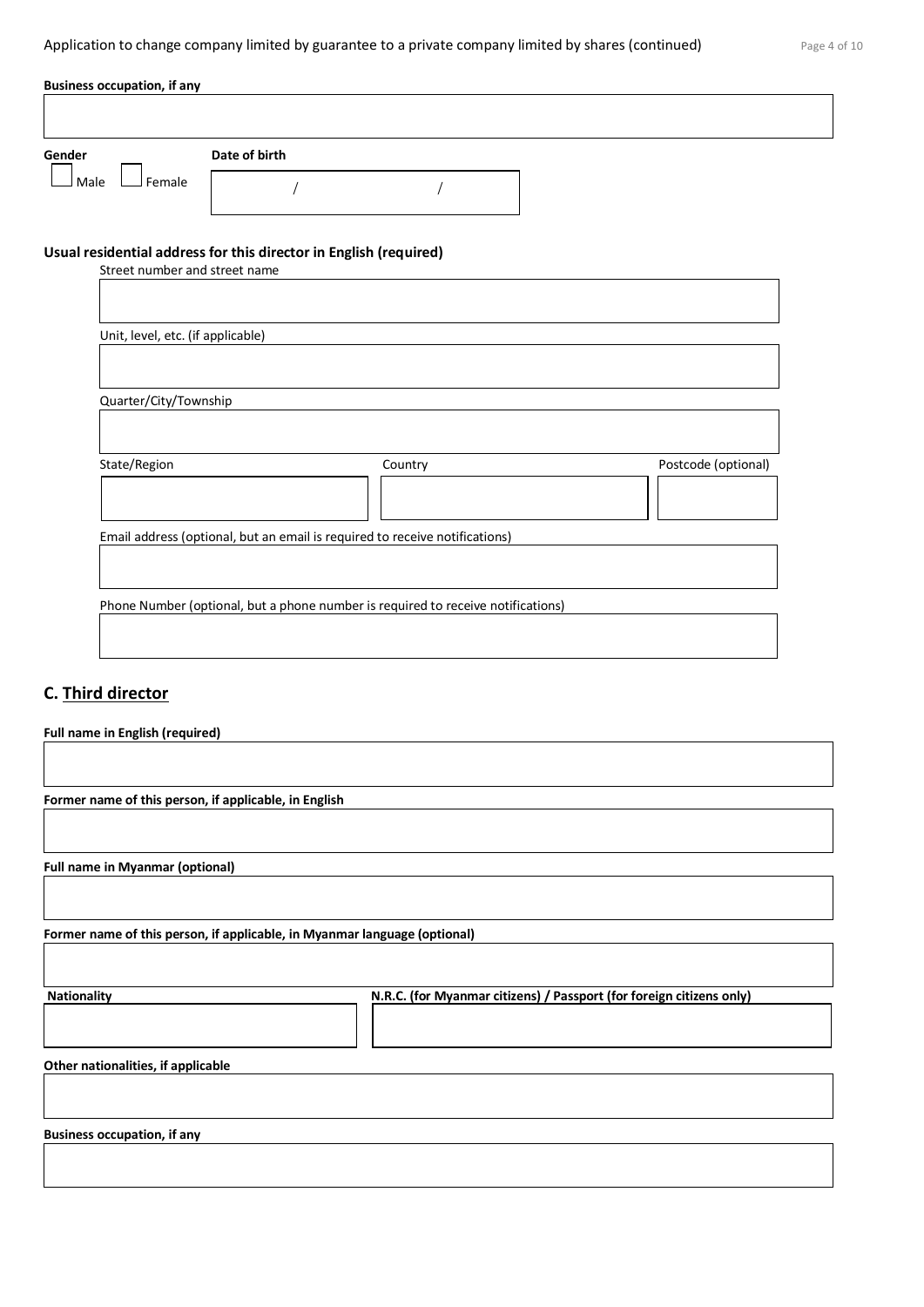**Business occupation, if any**

**Gender**

☐ Male ☐ Female

**Date of birth**

/ /

**Usual residential address for this director in English (required)**

Street number and street name

Unit, level, etc. (if applicable)

Quarter/City/Township

State/Region

Country

Postcode (optional)

Email address (optional, but an email is required to receive notifications)

Phone Number (optional, but a phone number is required to receive notifications)

## C. Third director

**Full name in English (required)**

**Former name of this person, if applicable, in English**

**Full name in Myanmar (optional)**

**Former name of this person, if applicable, in Myanmar language (optional)**

**Nationality**

**N.R.C. (for Myanmar citizens) / Passport (for foreign citizens only)**

**Other nationalities, if applicable**

**Business occupation, if any**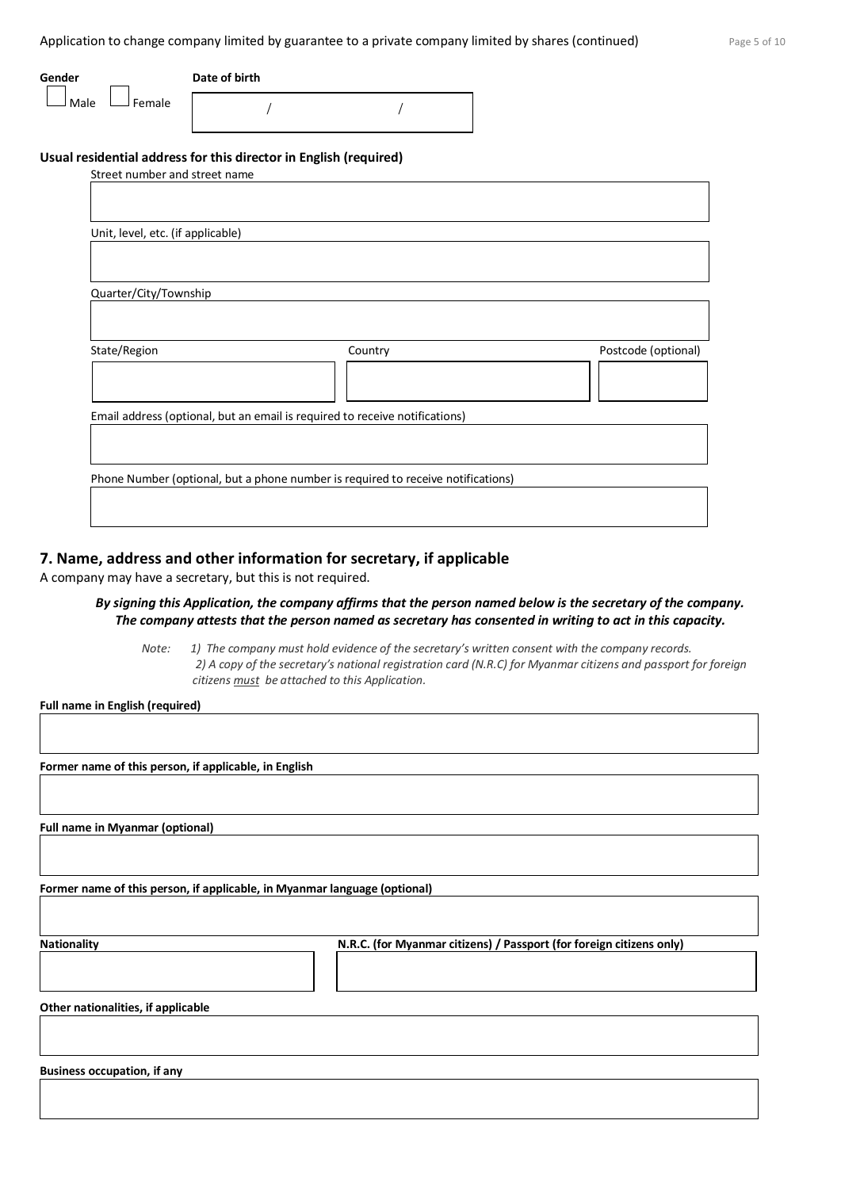**Gender**

☐ Male ☐ Female

**Date of birth**

/ /

**Usual residential address for this director in English (required)**

Street number and street name

Unit, level, etc. (if applicable)

Quarter/City/Township

State/Region

Country

Postcode (optional)

Email address (optional, but an email is required to receive notifications)

Phone Number (optional, but a phone number is required to receive notifications)

## 7. Name, address and other information for secretary, if applicable

A company may have a secretary, but this is not required.

***By signing this Application, the company affirms that the person named below is the secretary of the company. The company attests that the person named as secretary has consented in writing to act in this capacity.***

*Note: 1) The company must hold evidence of the secretary's written consent with the company records.*
*2) A copy of the secretary's national registration card (N.R.C) for Myanmar citizens and passport for foreign citizens must be attached to this Application.*

**Full name in English (required)**

**Former name of this person, if applicable, in English**

**Full name in Myanmar (optional)**

**Former name of this person, if applicable, in Myanmar language (optional)**

**Nationality**

**N.R.C. (for Myanmar citizens) / Passport (for foreign citizens only)**

**Other nationalities, if applicable**

**Business occupation, if any**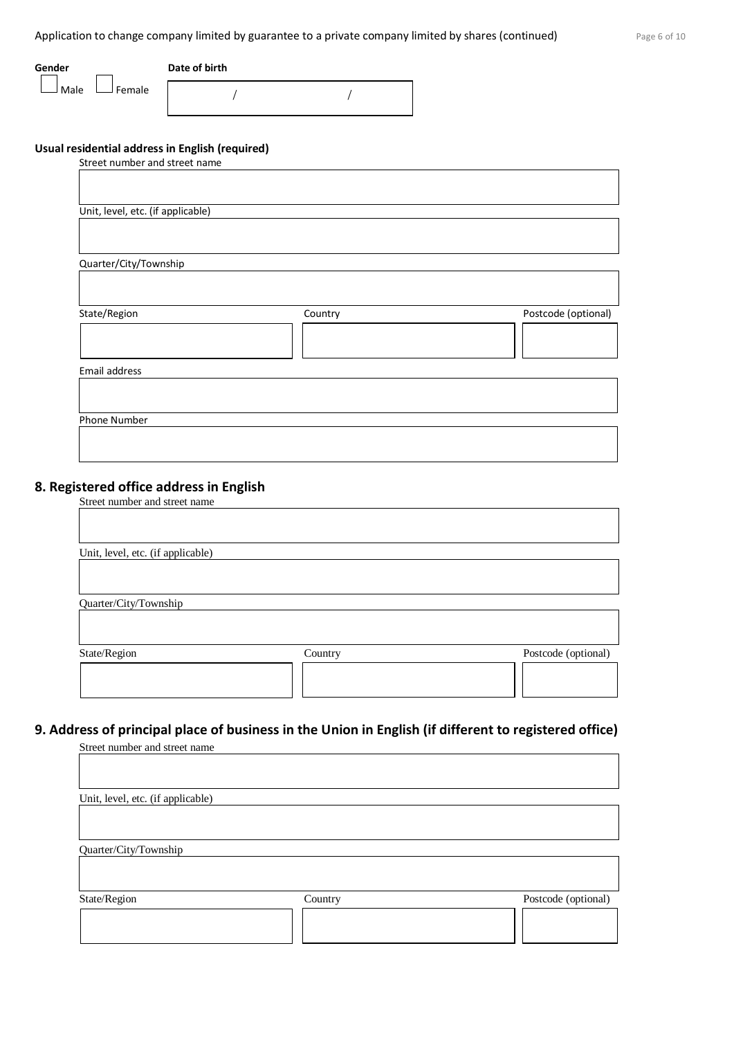**Gender**

☐ Male ☐ Female

**Date of birth**

/ /

**Usual residential address in English (required)**

Street number and street name

Unit, level, etc. (if applicable)

Quarter/City/Township

State/Region

Country

Postcode (optional)

Email address

Phone Number

## 8. Registered office address in English

Street number and street name

Unit, level, etc. (if applicable)

Quarter/City/Township

State/Region

Country

Postcode (optional)

## 9. Address of principal place of business in the Union in English (if different to registered office)

Street number and street name

Unit, level, etc. (if applicable)

Quarter/City/Township

State/Region

Country

Postcode (optional)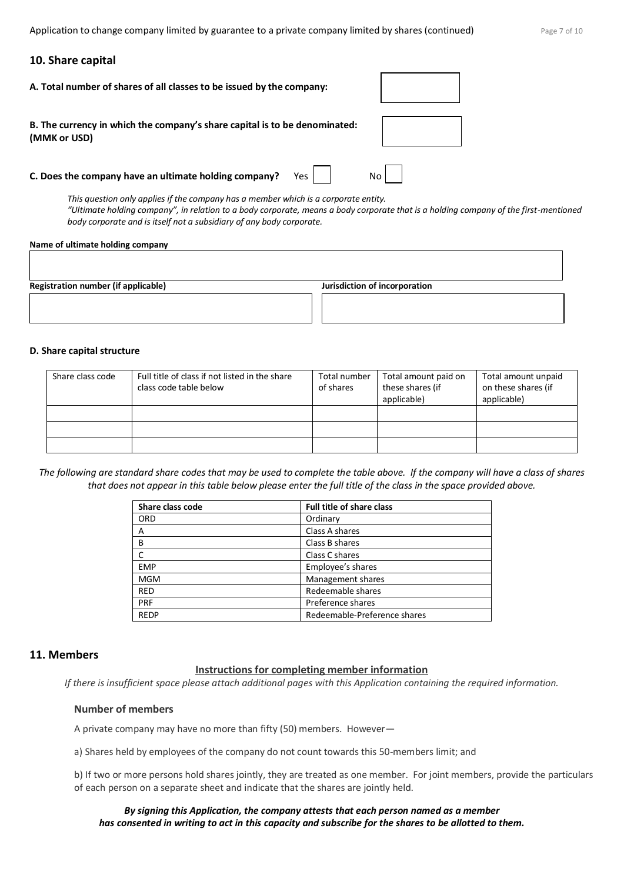## 10. Share capital

**A. Total number of shares of all classes to be issued by the company:**

**B. The currency in which the company's share capital is to be denominated: (MMK or USD)**

**C. Does the company have an ultimate holding company?** Yes ☐ No ☐

*This question only applies if the company has a member which is a corporate entity.*
*"Ultimate holding company", in relation to a body corporate, means a body corporate that is a holding company of the first-mentioned body corporate and is itself not a subsidiary of any body corporate.*

**Name of ultimate holding company**

| Registration number (if applicable) | Jurisdiction of incorporation |
|---|---|
| | |

**D. Share capital structure**

| Share class code | Full title of class if not listed in the share class code table below | Total number of shares | Total amount paid on these shares (if applicable) | Total amount unpaid on these shares (if applicable) |
|---|---|---|---|---|
| | | | | |
| | | | | |
| | | | | |

*The following are standard share codes that may be used to complete the table above. If the company will have a class of shares that does not appear in this table below please enter the full title of the class in the space provided above.*

| Share class code | Full title of share class |
|---|---|
| ORD | Ordinary |
| A | Class A shares |
| B | Class B shares |
| C | Class C shares |
| EMP | Employee's shares |
| MGM | Management shares |
| RED | Redeemable shares |
| PRF | Preference shares |
| REDP | Redeemable-Preference shares |

## 11. Members

**Instructions for completing member information**

*If there is insufficient space please attach additional pages with this Application containing the required information.*

### Number of members

A private company may have no more than fifty (50) members. However—

a) Shares held by employees of the company do not count towards this 50-members limit; and

b) If two or more persons hold shares jointly, they are treated as one member. For joint members, provide the particulars of each person on a separate sheet and indicate that the shares are jointly held.

***By signing this Application, the company attests that each person named as a member has consented in writing to act in this capacity and subscribe for the shares to be allotted to them.***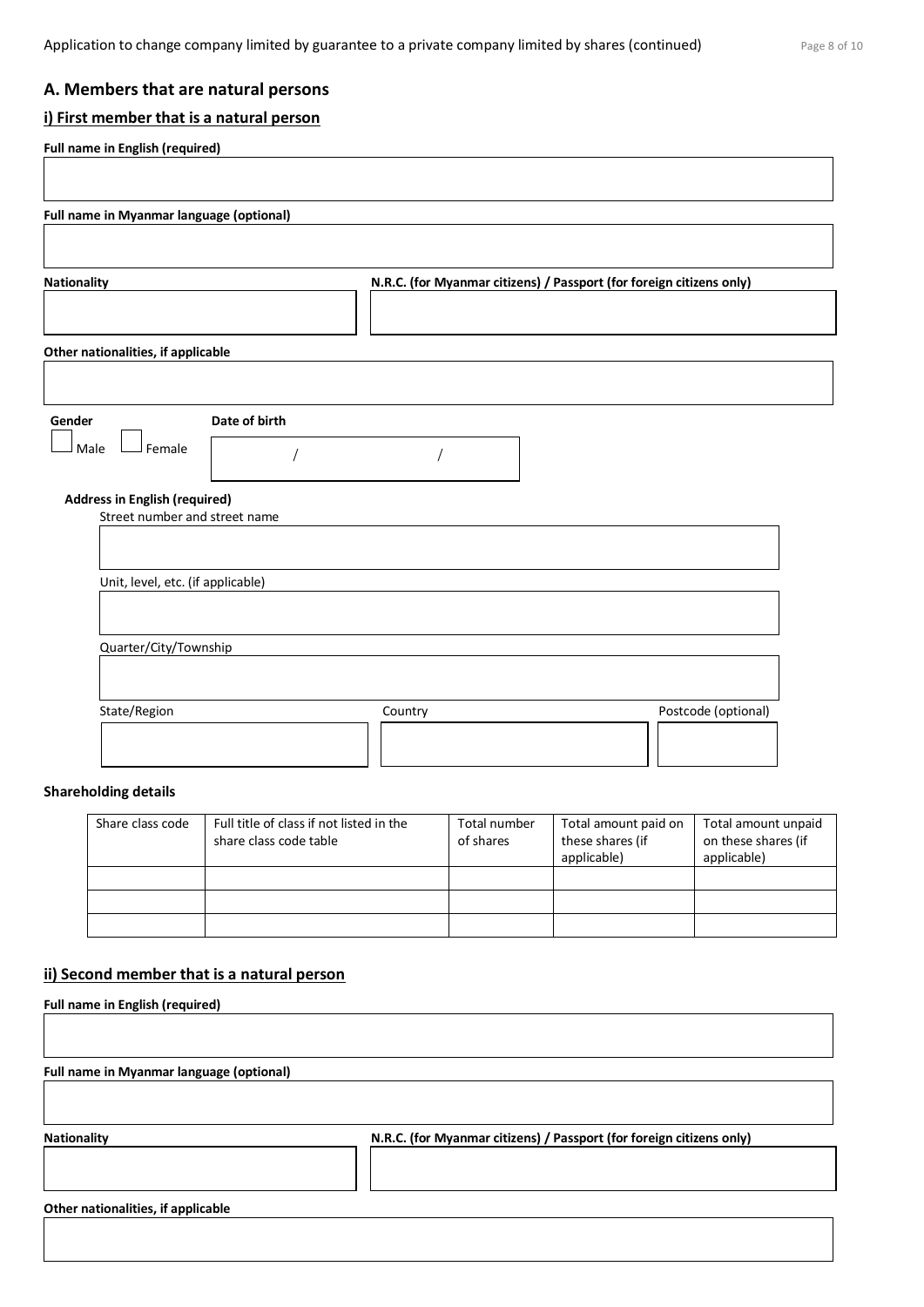## A. Members that are natural persons

### i) First member that is a natural person

**Full name in English (required)**

**Full name in Myanmar language (optional)**

**Nationality**

**N.R.C. (for Myanmar citizens) / Passport (for foreign citizens only)**

**Other nationalities, if applicable**

**Gender**

☐ Male ☐ Female

**Date of birth**

/ /

**Address in English (required)**

Street number and street name

Unit, level, etc. (if applicable)

Quarter/City/Township

State/Region

Country

Postcode (optional)

**Shareholding details**

| Share class code | Full title of class if not listed in the share class code table | Total number of shares | Total amount paid on these shares (if applicable) | Total amount unpaid on these shares (if applicable) |
|---|---|---|---|---|
| | | | | |
| | | | | |
| | | | | |

### ii) Second member that is a natural person

**Full name in English (required)**

**Full name in Myanmar language (optional)**

**Nationality**

**N.R.C. (for Myanmar citizens) / Passport (for foreign citizens only)**

**Other nationalities, if applicable**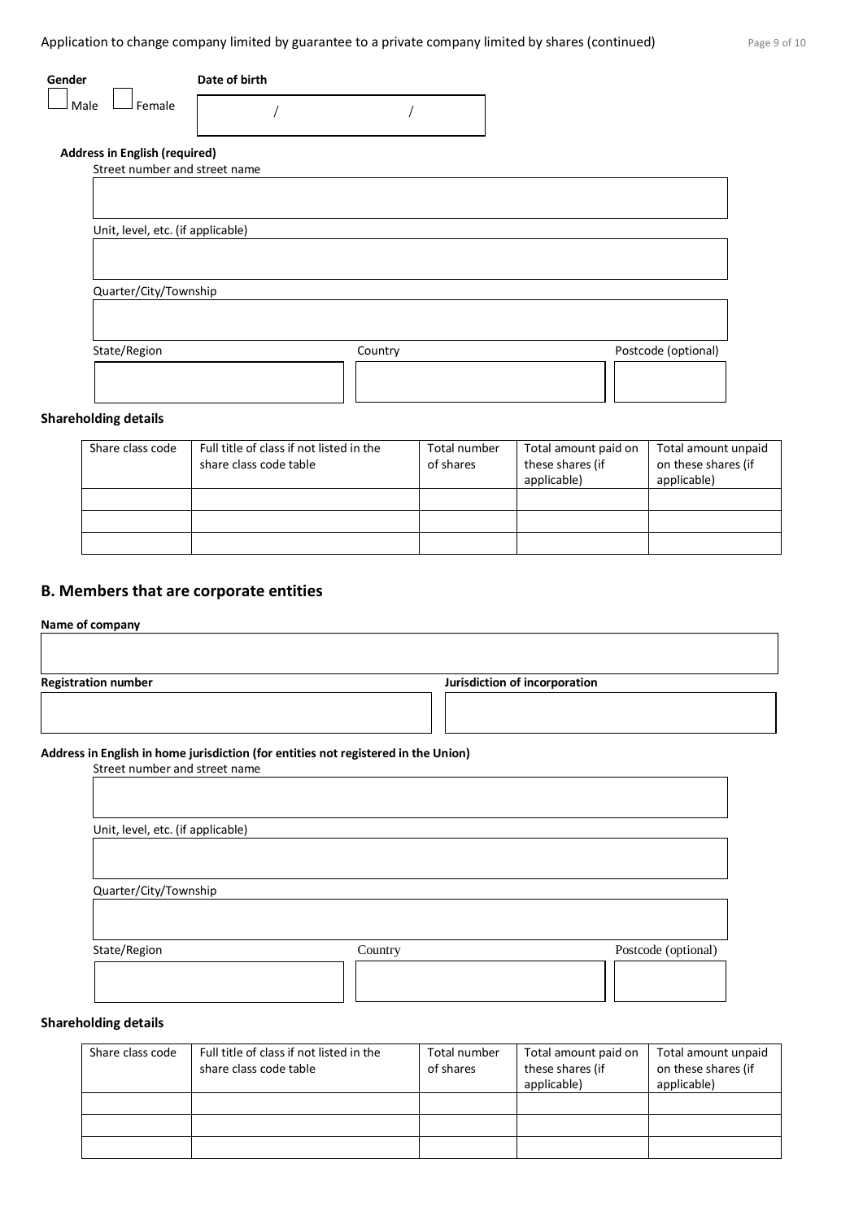**Gender**

☐ Male ☐ Female

**Date of birth**

/ /

**Address in English (required)**

Street number and street name

Unit, level, etc. (if applicable)

Quarter/City/Township

State/Region

Country

Postcode (optional)

**Shareholding details**

| Share class code | Full title of class if not listed in the share class code table | Total number of shares | Total amount paid on these shares (if applicable) | Total amount unpaid on these shares (if applicable) |
| --- | --- | --- | --- | --- |
| | | | | |
| | | | | |
| | | | | |

## B. Members that are corporate entities

**Name of company**

**Registration number**

**Jurisdiction of incorporation**

**Address in English in home jurisdiction (for entities not registered in the Union)**

Street number and street name

Unit, level, etc. (if applicable)

Quarter/City/Township

State/Region

Country

Postcode (optional)

**Shareholding details**

| Share class code | Full title of class if not listed in the share class code table | Total number of shares | Total amount paid on these shares (if applicable) | Total amount unpaid on these shares (if applicable) |
| --- | --- | --- | --- | --- |
| | | | | |
| | | | | |
| | | | | |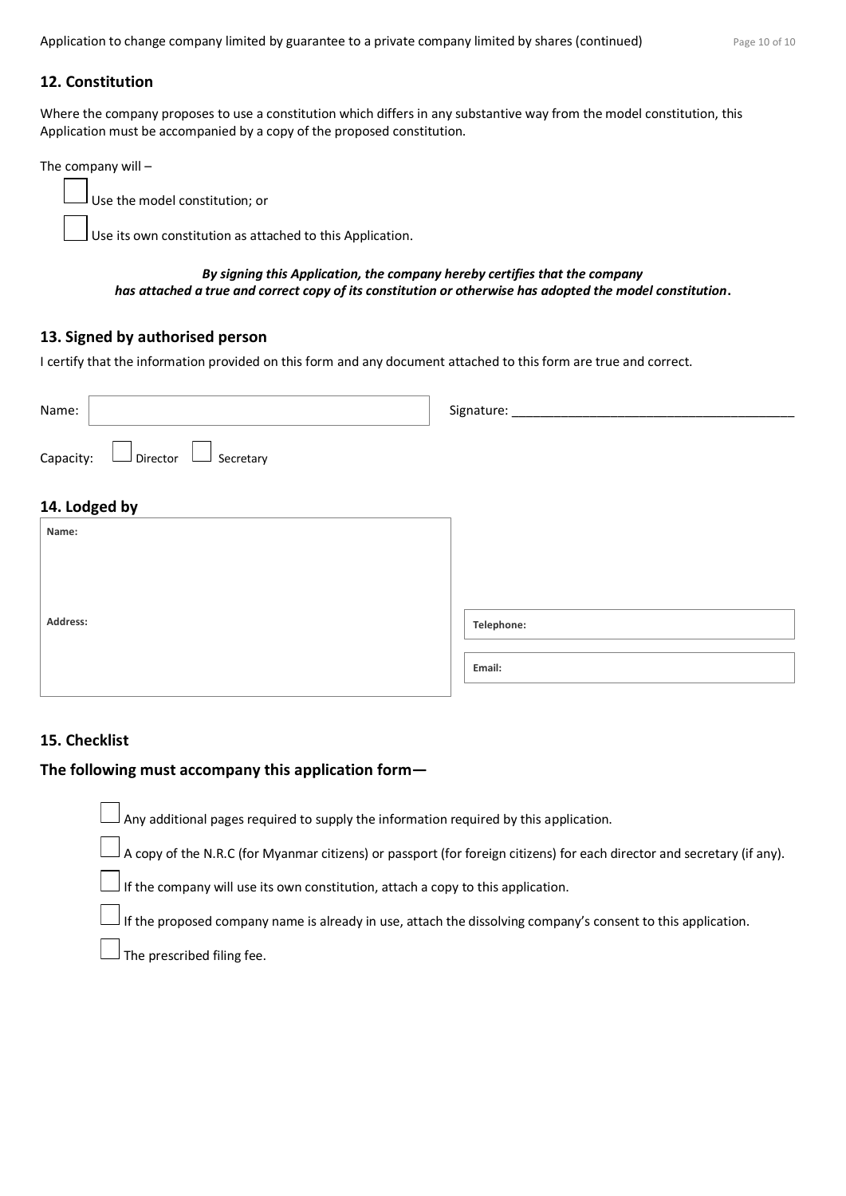## 12. Constitution

Where the company proposes to use a constitution which differs in any substantive way from the model constitution, this Application must be accompanied by a copy of the proposed constitution.

The company will –

☐ Use the model constitution; or

☐ Use its own constitution as attached to this Application.

***By signing this Application, the company hereby certifies that the company has attached a true and correct copy of its constitution or otherwise has adopted the model constitution.***

## 13. Signed by authorised person

I certify that the information provided on this form and any document attached to this form are true and correct.

Name: ______________________ Signature: ______________________

Capacity: ☐ Director ☐ Secretary

## 14. Lodged by

**Name:**

**Address:**

**Telephone:**

**Email:**

## 15. Checklist

## The following must accompany this application form—

☐ Any additional pages required to supply the information required by this application.

☐ A copy of the N.R.C (for Myanmar citizens) or passport (for foreign citizens) for each director and secretary (if any).

☐ If the company will use its own constitution, attach a copy to this application.

☐ If the proposed company name is already in use, attach the dissolving company's consent to this application.

☐ The prescribed filing fee.